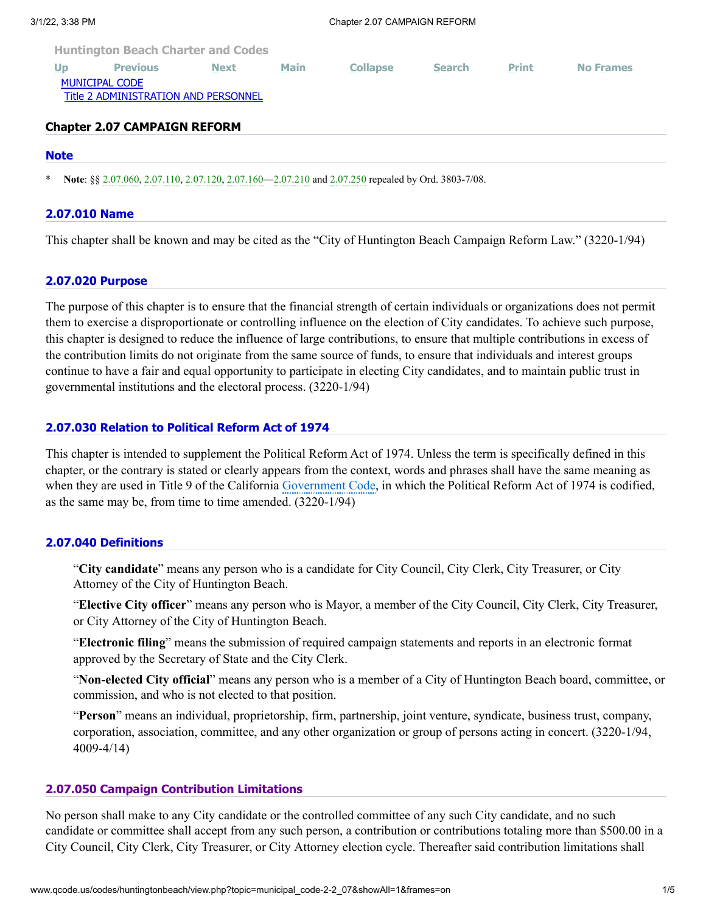Huntington Beach Charter and Codes

MUNICIPAL CODE
Title 2 ADMINISTRATION AND PERSONNEL

## Chapter 2.07 CAMPAIGN REFORM

### Note

\* **Note**: §§ 2.07.060, 2.07.110, 2.07.120, 2.07.160—2.07.210 and 2.07.250 repealed by Ord. 3803-7/08.

### 2.07.010 Name

This chapter shall be known and may be cited as the "City of Huntington Beach Campaign Reform Law." (3220-1/94)

### 2.07.020 Purpose

The purpose of this chapter is to ensure that the financial strength of certain individuals or organizations does not permit them to exercise a disproportionate or controlling influence on the election of City candidates. To achieve such purpose, this chapter is designed to reduce the influence of large contributions, to ensure that multiple contributions in excess of the contribution limits do not originate from the same source of funds, to ensure that individuals and interest groups continue to have a fair and equal opportunity to participate in electing City candidates, and to maintain public trust in governmental institutions and the electoral process. (3220-1/94)

### 2.07.030 Relation to Political Reform Act of 1974

This chapter is intended to supplement the Political Reform Act of 1974. Unless the term is specifically defined in this chapter, or the contrary is stated or clearly appears from the context, words and phrases shall have the same meaning as when they are used in Title 9 of the California Government Code, in which the Political Reform Act of 1974 is codified, as the same may be, from time to time amended. (3220-1/94)

### 2.07.040 Definitions

"**City candidate**" means any person who is a candidate for City Council, City Clerk, City Treasurer, or City Attorney of the City of Huntington Beach.

"**Elective City officer**" means any person who is Mayor, a member of the City Council, City Clerk, City Treasurer, or City Attorney of the City of Huntington Beach.

"**Electronic filing**" means the submission of required campaign statements and reports in an electronic format approved by the Secretary of State and the City Clerk.

"**Non-elected City official**" means any person who is a member of a City of Huntington Beach board, committee, or commission, and who is not elected to that position.

"**Person**" means an individual, proprietorship, firm, partnership, joint venture, syndicate, business trust, company, corporation, association, committee, and any other organization or group of persons acting in concert. (3220-1/94, 4009-4/14)

### 2.07.050 Campaign Contribution Limitations

No person shall make to any City candidate or the controlled committee of any such City candidate, and no such candidate or committee shall accept from any such person, a contribution or contributions totaling more than $500.00 in a City Council, City Clerk, City Treasurer, or City Attorney election cycle. Thereafter said contribution limitations shall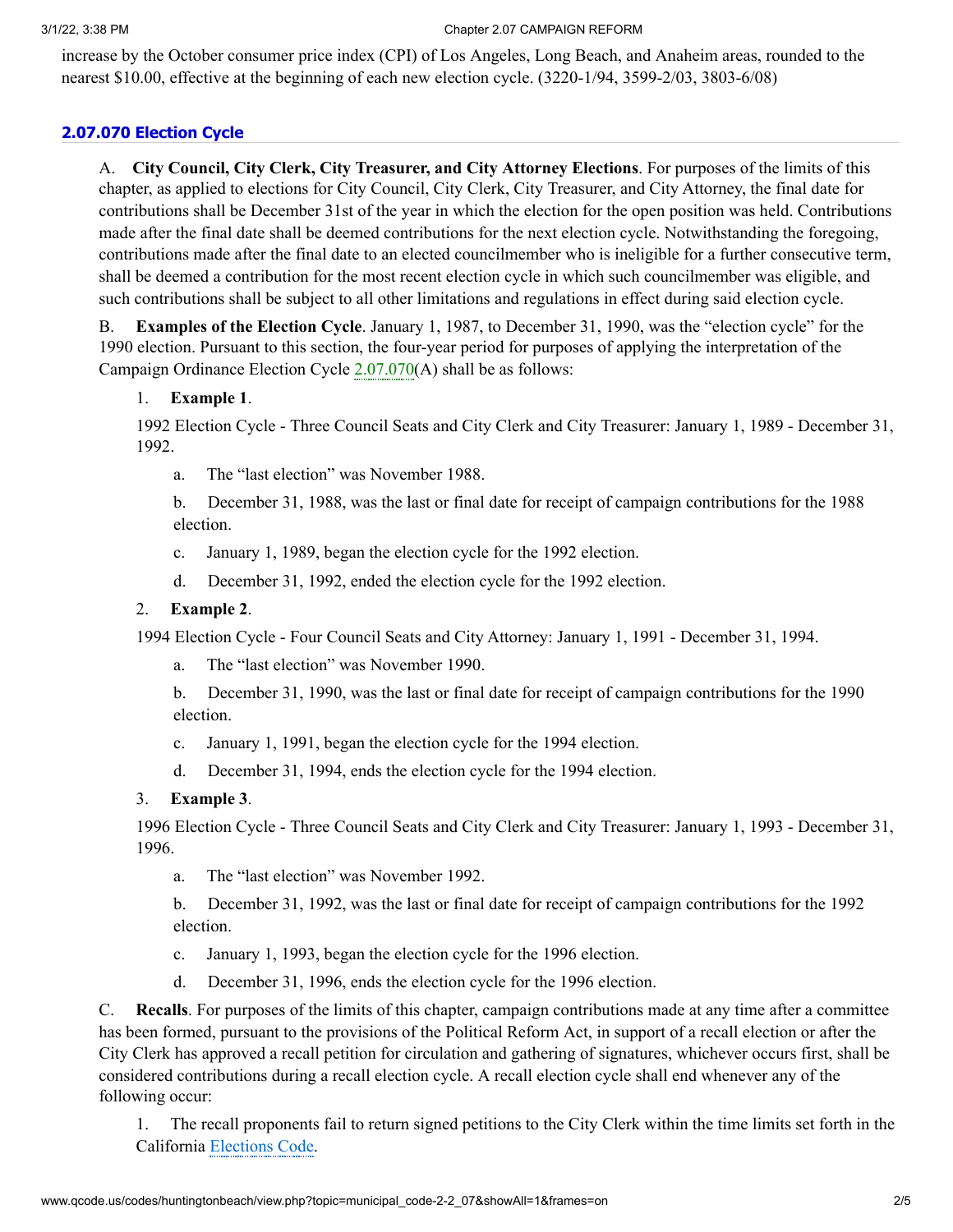increase by the October consumer price index (CPI) of Los Angeles, Long Beach, and Anaheim areas, rounded to the nearest $10.00, effective at the beginning of each new election cycle. (3220-1/94, 3599-2/03, 3803-6/08)

### 2.07.070 Election Cycle

A. **City Council, City Clerk, City Treasurer, and City Attorney Elections**. For purposes of the limits of this chapter, as applied to elections for City Council, City Clerk, City Treasurer, and City Attorney, the final date for contributions shall be December 31st of the year in which the election for the open position was held. Contributions made after the final date shall be deemed contributions for the next election cycle. Notwithstanding the foregoing, contributions made after the final date to an elected councilmember who is ineligible for a further consecutive term, shall be deemed a contribution for the most recent election cycle in which such councilmember was eligible, and such contributions shall be subject to all other limitations and regulations in effect during said election cycle.

B. **Examples of the Election Cycle**. January 1, 1987, to December 31, 1990, was the "election cycle" for the 1990 election. Pursuant to this section, the four-year period for purposes of applying the interpretation of the Campaign Ordinance Election Cycle 2.07.070(A) shall be as follows:

1. **Example 1**.

   1992 Election Cycle - Three Council Seats and City Clerk and City Treasurer: January 1, 1989 - December 31, 1992.

   a. The "last election" was November 1988.

   b. December 31, 1988, was the last or final date for receipt of campaign contributions for the 1988 election.

   c. January 1, 1989, began the election cycle for the 1992 election.

   d. December 31, 1992, ended the election cycle for the 1992 election.

2. **Example 2**.

   1994 Election Cycle - Four Council Seats and City Attorney: January 1, 1991 - December 31, 1994.

   a. The "last election" was November 1990.

   b. December 31, 1990, was the last or final date for receipt of campaign contributions for the 1990 election.

   c. January 1, 1991, began the election cycle for the 1994 election.

   d. December 31, 1994, ends the election cycle for the 1994 election.

3. **Example 3**.

   1996 Election Cycle - Three Council Seats and City Clerk and City Treasurer: January 1, 1993 - December 31, 1996.

   a. The "last election" was November 1992.

   b. December 31, 1992, was the last or final date for receipt of campaign contributions for the 1992 election.

   c. January 1, 1993, began the election cycle for the 1996 election.

   d. December 31, 1996, ends the election cycle for the 1996 election.

C. **Recalls**. For purposes of the limits of this chapter, campaign contributions made at any time after a committee has been formed, pursuant to the provisions of the Political Reform Act, in support of a recall election or after the City Clerk has approved a recall petition for circulation and gathering of signatures, whichever occurs first, shall be considered contributions during a recall election cycle. A recall election cycle shall end whenever any of the following occur:

1. The recall proponents fail to return signed petitions to the City Clerk within the time limits set forth in the California Elections Code.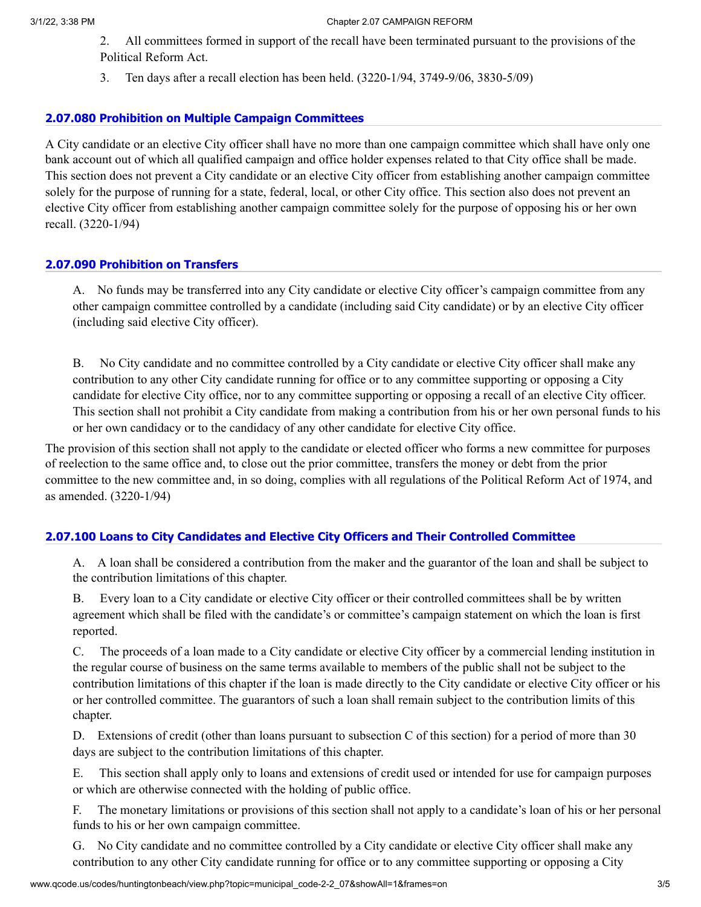2. All committees formed in support of the recall have been terminated pursuant to the provisions of the Political Reform Act.

3. Ten days after a recall election has been held. (3220-1/94, 3749-9/06, 3830-5/09)

### 2.07.080 Prohibition on Multiple Campaign Committees

A City candidate or an elective City officer shall have no more than one campaign committee which shall have only one bank account out of which all qualified campaign and office holder expenses related to that City office shall be made. This section does not prevent a City candidate or an elective City officer from establishing another campaign committee solely for the purpose of running for a state, federal, local, or other City office. This section also does not prevent an elective City officer from establishing another campaign committee solely for the purpose of opposing his or her own recall. (3220-1/94)

### 2.07.090 Prohibition on Transfers

A. No funds may be transferred into any City candidate or elective City officer's campaign committee from any other campaign committee controlled by a candidate (including said City candidate) or by an elective City officer (including said elective City officer).

B. No City candidate and no committee controlled by a City candidate or elective City officer shall make any contribution to any other City candidate running for office or to any committee supporting or opposing a City candidate for elective City office, nor to any committee supporting or opposing a recall of an elective City officer. This section shall not prohibit a City candidate from making a contribution from his or her own personal funds to his or her own candidacy or to the candidacy of any other candidate for elective City office.

The provision of this section shall not apply to the candidate or elected officer who forms a new committee for purposes of reelection to the same office and, to close out the prior committee, transfers the money or debt from the prior committee to the new committee and, in so doing, complies with all regulations of the Political Reform Act of 1974, and as amended. (3220-1/94)

### 2.07.100 Loans to City Candidates and Elective City Officers and Their Controlled Committee

A. A loan shall be considered a contribution from the maker and the guarantor of the loan and shall be subject to the contribution limitations of this chapter.

B. Every loan to a City candidate or elective City officer or their controlled committees shall be by written agreement which shall be filed with the candidate's or committee's campaign statement on which the loan is first reported.

C. The proceeds of a loan made to a City candidate or elective City officer by a commercial lending institution in the regular course of business on the same terms available to members of the public shall not be subject to the contribution limitations of this chapter if the loan is made directly to the City candidate or elective City officer or his or her controlled committee. The guarantors of such a loan shall remain subject to the contribution limits of this chapter.

D. Extensions of credit (other than loans pursuant to subsection C of this section) for a period of more than 30 days are subject to the contribution limitations of this chapter.

E. This section shall apply only to loans and extensions of credit used or intended for use for campaign purposes or which are otherwise connected with the holding of public office.

F. The monetary limitations or provisions of this section shall not apply to a candidate's loan of his or her personal funds to his or her own campaign committee.

G. No City candidate and no committee controlled by a City candidate or elective City officer shall make any contribution to any other City candidate running for office or to any committee supporting or opposing a City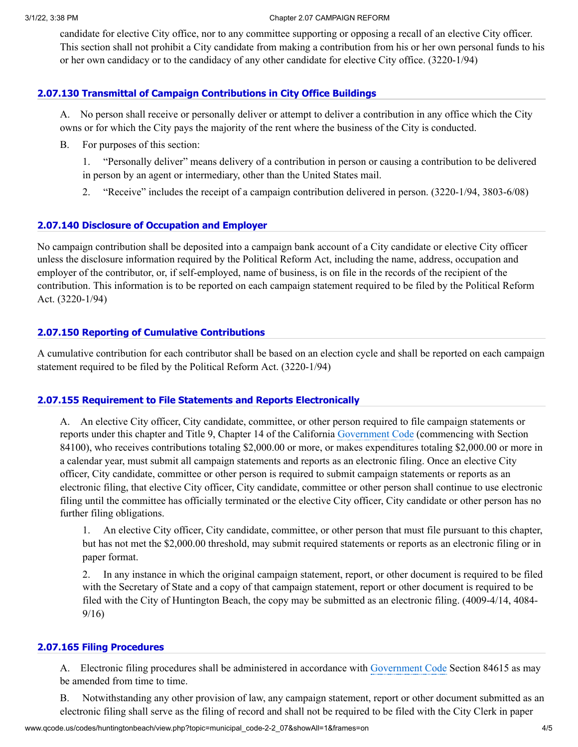candidate for elective City office, nor to any committee supporting or opposing a recall of an elective City officer. This section shall not prohibit a City candidate from making a contribution from his or her own personal funds to his or her own candidacy or to the candidacy of any other candidate for elective City office. (3220-1/94)

### 2.07.130 Transmittal of Campaign Contributions in City Office Buildings

A. No person shall receive or personally deliver or attempt to deliver a contribution in any office which the City owns or for which the City pays the majority of the rent where the business of the City is conducted.

B. For purposes of this section:

1. "Personally deliver" means delivery of a contribution in person or causing a contribution to be delivered in person by an agent or intermediary, other than the United States mail.

2. "Receive" includes the receipt of a campaign contribution delivered in person. (3220-1/94, 3803-6/08)

### 2.07.140 Disclosure of Occupation and Employer

No campaign contribution shall be deposited into a campaign bank account of a City candidate or elective City officer unless the disclosure information required by the Political Reform Act, including the name, address, occupation and employer of the contributor, or, if self-employed, name of business, is on file in the records of the recipient of the contribution. This information is to be reported on each campaign statement required to be filed by the Political Reform Act. (3220-1/94)

### 2.07.150 Reporting of Cumulative Contributions

A cumulative contribution for each contributor shall be based on an election cycle and shall be reported on each campaign statement required to be filed by the Political Reform Act. (3220-1/94)

### 2.07.155 Requirement to File Statements and Reports Electronically

A. An elective City officer, City candidate, committee, or other person required to file campaign statements or reports under this chapter and Title 9, Chapter 14 of the California Government Code (commencing with Section 84100), who receives contributions totaling $2,000.00 or more, or makes expenditures totaling $2,000.00 or more in a calendar year, must submit all campaign statements and reports as an electronic filing. Once an elective City officer, City candidate, committee or other person is required to submit campaign statements or reports as an electronic filing, that elective City officer, City candidate, committee or other person shall continue to use electronic filing until the committee has officially terminated or the elective City officer, City candidate or other person has no further filing obligations.

1. An elective City officer, City candidate, committee, or other person that must file pursuant to this chapter, but has not met the $2,000.00 threshold, may submit required statements or reports as an electronic filing or in paper format.

2. In any instance in which the original campaign statement, report, or other document is required to be filed with the Secretary of State and a copy of that campaign statement, report or other document is required to be filed with the City of Huntington Beach, the copy may be submitted as an electronic filing. (4009-4/14, 4084-9/16)

### 2.07.165 Filing Procedures

A. Electronic filing procedures shall be administered in accordance with Government Code Section 84615 as may be amended from time to time.

B. Notwithstanding any other provision of law, any campaign statement, report or other document submitted as an electronic filing shall serve as the filing of record and shall not be required to be filed with the City Clerk in paper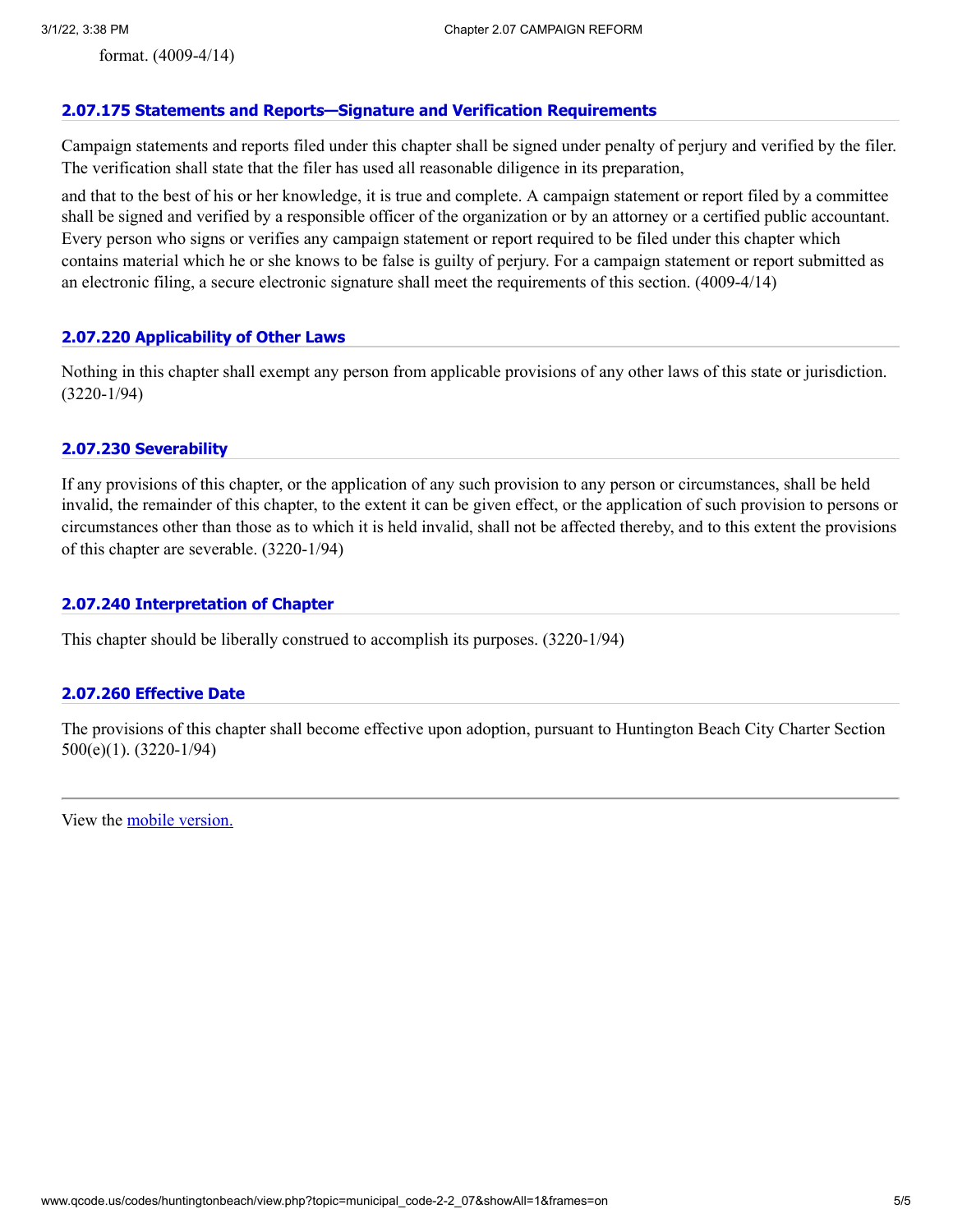format. (4009-4/14)

### 2.07.175 Statements and Reports—Signature and Verification Requirements

Campaign statements and reports filed under this chapter shall be signed under penalty of perjury and verified by the filer. The verification shall state that the filer has used all reasonable diligence in its preparation,

and that to the best of his or her knowledge, it is true and complete. A campaign statement or report filed by a committee shall be signed and verified by a responsible officer of the organization or by an attorney or a certified public accountant. Every person who signs or verifies any campaign statement or report required to be filed under this chapter which contains material which he or she knows to be false is guilty of perjury. For a campaign statement or report submitted as an electronic filing, a secure electronic signature shall meet the requirements of this section. (4009-4/14)

### 2.07.220 Applicability of Other Laws

Nothing in this chapter shall exempt any person from applicable provisions of any other laws of this state or jurisdiction. (3220-1/94)

### 2.07.230 Severability

If any provisions of this chapter, or the application of any such provision to any person or circumstances, shall be held invalid, the remainder of this chapter, to the extent it can be given effect, or the application of such provision to persons or circumstances other than those as to which it is held invalid, shall not be affected thereby, and to this extent the provisions of this chapter are severable. (3220-1/94)

### 2.07.240 Interpretation of Chapter

This chapter should be liberally construed to accomplish its purposes. (3220-1/94)

### 2.07.260 Effective Date

The provisions of this chapter shall become effective upon adoption, pursuant to Huntington Beach City Charter Section 500(e)(1). (3220-1/94)

---

View the mobile version.